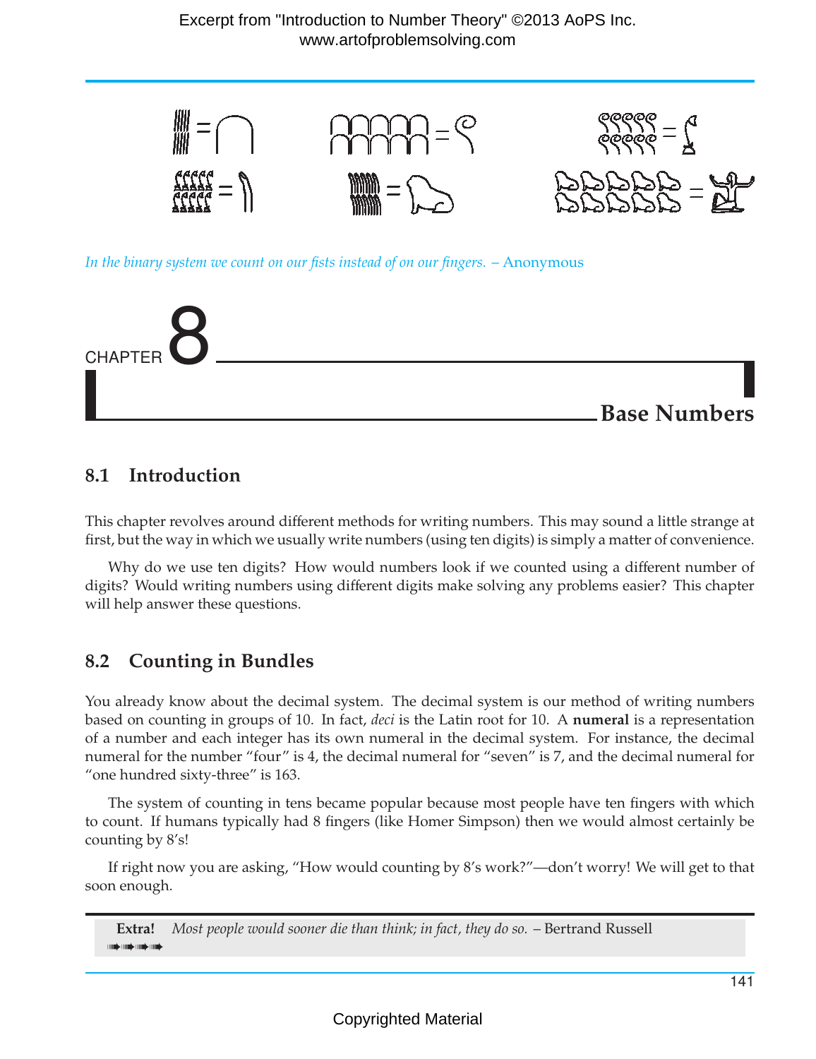*In the binary system we count on our fists instead of on our fingers.* – Anonymous

# CHAPTER 8 Base Numbers

## 8.1 Introduction

This chapter revolves around different methods for writing numbers. This may sound a little strange at first, but the way in which we usually write numbers (using ten digits) is simply a matter of convenience.

Why do we use ten digits? How would numbers look if we counted using a different number of digits? Would writing numbers using different digits make solving any problems easier? This chapter will help answer these questions.

## 8.2 Counting in Bundles

You already know about the decimal system. The decimal system is our method of writing numbers based on counting in groups of 10. In fact, *deci* is the Latin root for 10. A **numeral** is a representation of a number and each integer has its own numeral in the decimal system. For instance, the decimal numeral for the number "four" is 4, the decimal numeral for "seven" is 7, and the decimal numeral for "one hundred sixty-three" is 163.

The system of counting in tens became popular because most people have ten fingers with which to count. If humans typically had 8 fingers (like Homer Simpson) then we would almost certainly be counting by 8's!

If right now you are asking, "How would counting by 8's work?"—don't worry! We will get to that soon enough.

**Extra!** *Most people would sooner die than think; in fact, they do so.* – Bertrand Russell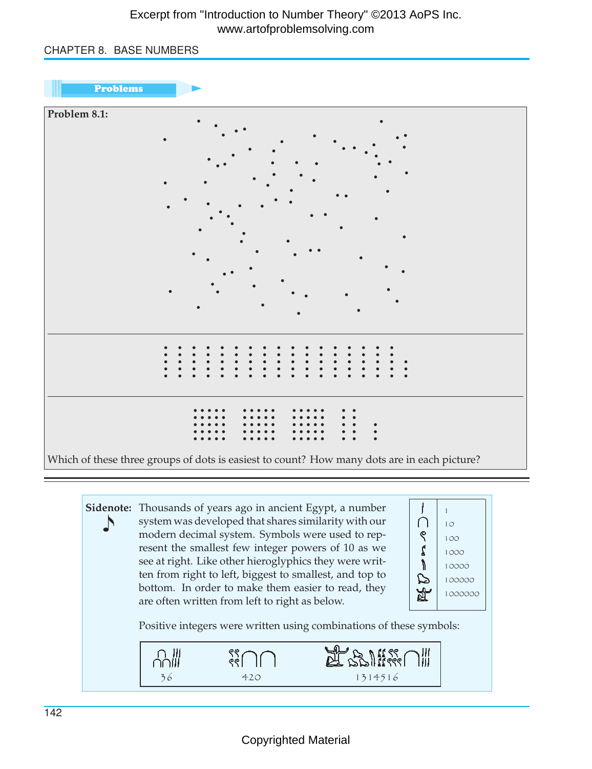## Problems

**Problem 8.1:**

Which of these three groups of dots is easiest to count? How many dots are in each picture?

---

**Sidenote:** Thousands of years ago in ancient Egypt, a number system was developed that shares similarity with our modern decimal system. Symbols were used to represent the smallest few integer powers of 10 as we see at right. Like other hieroglyphics they were written from right to left, biggest to smallest, and top to bottom. In order to make them easier to read, they are often written from left to right as below.

| Symbol | Value |
| --- | --- |
| 𓏺 | 1 |
| 𓎆 | 10 |
| 𓍢 | 100 |
| 𓆼 | 1000 |
| 𓂭 | 10000 |
| 𓆐 | 100000 |
| 𓁨 | 1000000 |

Positive integers were written using combinations of these symbols:

| 𓎆𓎆𓎆𓏺𓏺𓏺𓏺𓏺𓏺 | 𓍢𓍢𓍢𓍢𓎆𓎆 | 𓁨𓆐𓆐�2ad𓆼𓆼𓆼𓆼𓍢𓍢𓍢𓍢𓍢𓎆𓏺𓏺𓏺𓏺𓏺𓏺 |
| --- | --- | --- |
| 36 | 420 | 1314516 |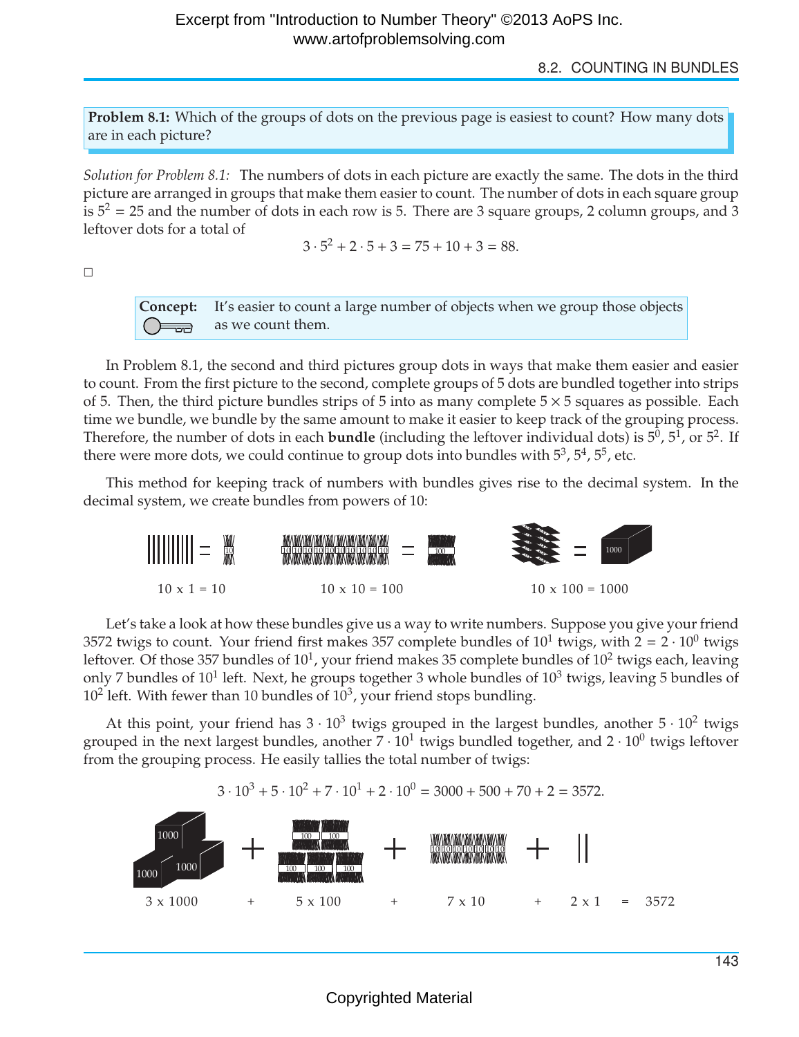**Problem 8.1:** Which of the groups of dots on the previous page is easiest to count? How many dots are in each picture?

*Solution for Problem 8.1:* The numbers of dots in each picture are exactly the same. The dots in the third picture are arranged in groups that make them easier to count. The number of dots in each square group is $5^2 = 25$ and the number of dots in each row is 5. There are 3 square groups, 2 column groups, and 3 leftover dots for a total of

$$3 \cdot 5^2 + 2 \cdot 5 + 3 = 75 + 10 + 3 = 88.$$

□

**Concept:** It's easier to count a large number of objects when we group those objects as we count them.

In Problem 8.1, the second and third pictures group dots in ways that make them easier and easier to count. From the first picture to the second, complete groups of 5 dots are bundled together into strips of 5. Then, the third picture bundles strips of 5 into as many complete $5 \times 5$ squares as possible. Each time we bundle, we bundle by the same amount to make it easier to keep track of the grouping process. Therefore, the number of dots in each **bundle** (including the leftover individual dots) is $5^0$, $5^1$, or $5^2$. If there were more dots, we could continue to group dots into bundles with $5^3$, $5^4$, $5^5$, etc.

This method for keeping track of numbers with bundles gives rise to the decimal system. In the decimal system, we create bundles from powers of 10:

10 x 1 = 10 10 x 10 = 100 10 x 100 = 1000

Let's take a look at how these bundles give us a way to write numbers. Suppose you give your friend 3572 twigs to count. Your friend first makes 357 complete bundles of $10^1$ twigs, with $2 = 2 \cdot 10^0$ twigs leftover. Of those 357 bundles of $10^1$, your friend makes 35 complete bundles of $10^2$ twigs each, leaving only 7 bundles of $10^1$ left. Next, he groups together 3 whole bundles of $10^3$ twigs, leaving 5 bundles of $10^2$ left. With fewer than 10 bundles of $10^3$, your friend stops bundling.

At this point, your friend has $3 \cdot 10^3$ twigs grouped in the largest bundles, another $5 \cdot 10^2$ twigs grouped in the next largest bundles, another $7 \cdot 10^1$ twigs bundled together, and $2 \cdot 10^0$ twigs leftover from the grouping process. He easily tallies the total number of twigs:

$$3 \cdot 10^3 + 5 \cdot 10^2 + 7 \cdot 10^1 + 2 \cdot 10^0 = 3000 + 500 + 70 + 2 = 3572.$$

3 x 1000 + 5 x 100 + 7 x 10 + 2 x 1 = 3572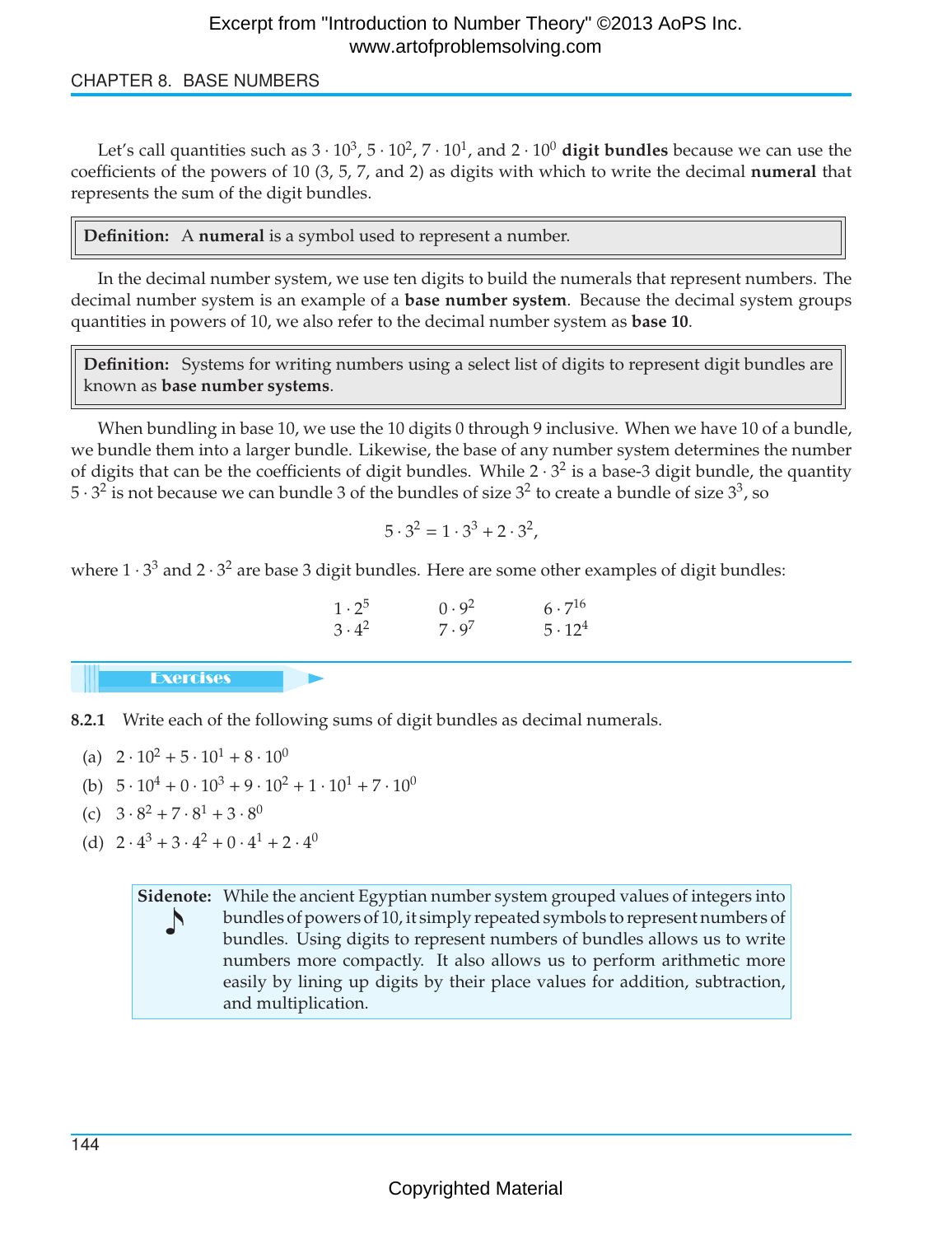Let's call quantities such as $3 \cdot 10^3$, $5 \cdot 10^2$, $7 \cdot 10^1$, and $2 \cdot 10^0$ **digit bundles** because we can use the coefficients of the powers of 10 (3, 5, 7, and 2) as digits with which to write the decimal **numeral** that represents the sum of the digit bundles.

> **Definition:** A **numeral** is a symbol used to represent a number.

In the decimal number system, we use ten digits to build the numerals that represent numbers. The decimal number system is an example of a **base number system**. Because the decimal system groups quantities in powers of 10, we also refer to the decimal number system as **base 10**.

> **Definition:** Systems for writing numbers using a select list of digits to represent digit bundles are known as **base number systems**.

When bundling in base 10, we use the 10 digits 0 through 9 inclusive. When we have 10 of a bundle, we bundle them into a larger bundle. Likewise, the base of any number system determines the number of digits that can be the coefficients of digit bundles. While $2 \cdot 3^2$ is a base-3 digit bundle, the quantity $5 \cdot 3^2$ is not because we can bundle 3 of the bundles of size $3^2$ to create a bundle of size $3^3$, so

$$5 \cdot 3^2 = 1 \cdot 3^3 + 2 \cdot 3^2,$$

where $1 \cdot 3^3$ and $2 \cdot 3^2$ are base 3 digit bundles. Here are some other examples of digit bundles:

$$\begin{array}{ccc} 1 \cdot 2^5 & 0 \cdot 9^2 & 6 \cdot 7^{16} \\ 3 \cdot 4^2 & 7 \cdot 9^7 & 5 \cdot 12^4 \end{array}$$

## Exercises

**8.2.1** Write each of the following sums of digit bundles as decimal numerals.

(a) $2 \cdot 10^2 + 5 \cdot 10^1 + 8 \cdot 10^0$

(b) $5 \cdot 10^4 + 0 \cdot 10^3 + 9 \cdot 10^2 + 1 \cdot 10^1 + 7 \cdot 10^0$

(c) $3 \cdot 8^2 + 7 \cdot 8^1 + 3 \cdot 8^0$

(d) $2 \cdot 4^3 + 3 \cdot 4^2 + 0 \cdot 4^1 + 2 \cdot 4^0$

> **Sidenote:** While the ancient Egyptian number system grouped values of integers into bundles of powers of 10, it simply repeated symbols to represent numbers of bundles. Using digits to represent numbers of bundles allows us to write numbers more compactly. It also allows us to perform arithmetic more easily by lining up digits by their place values for addition, subtraction, and multiplication.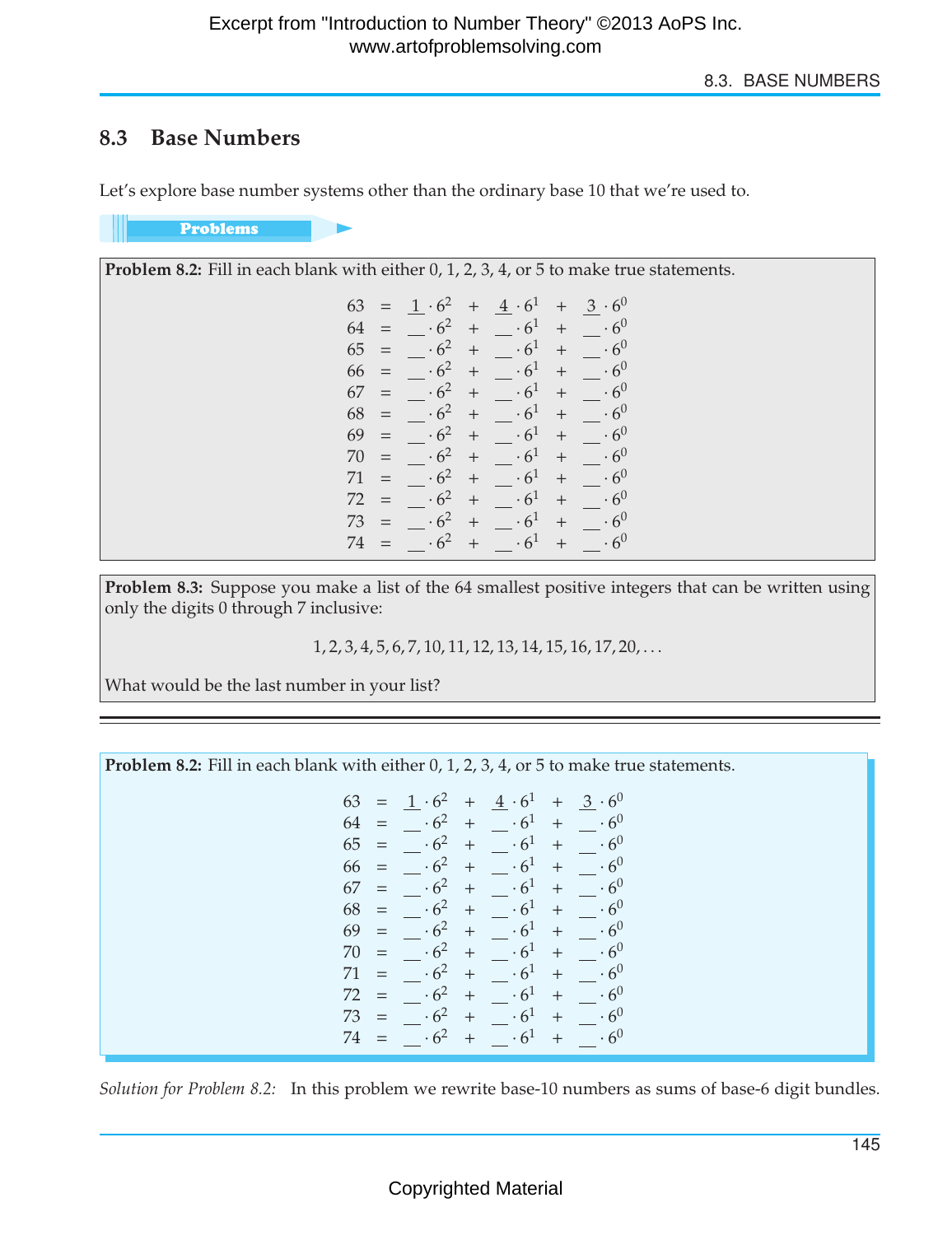## 8.3 Base Numbers

Let's explore base number systems other than the ordinary base 10 that we're used to.

**Problems**

**Problem 8.2:** Fill in each blank with either 0, 1, 2, 3, 4, or 5 to make true statements.

$$
\begin{array}{rcl}
63 &=& \underline{1} \cdot 6^2 + \underline{4} \cdot 6^1 + \underline{3} \cdot 6^0 \\
64 &=& \_\_ \cdot 6^2 + \_\_ \cdot 6^1 + \_\_ \cdot 6^0 \\
65 &=& \_\_ \cdot 6^2 + \_\_ \cdot 6^1 + \_\_ \cdot 6^0 \\
66 &=& \_\_ \cdot 6^2 + \_\_ \cdot 6^1 + \_\_ \cdot 6^0 \\
67 &=& \_\_ \cdot 6^2 + \_\_ \cdot 6^1 + \_\_ \cdot 6^0 \\
68 &=& \_\_ \cdot 6^2 + \_\_ \cdot 6^1 + \_\_ \cdot 6^0 \\
69 &=& \_\_ \cdot 6^2 + \_\_ \cdot 6^1 + \_\_ \cdot 6^0 \\
70 &=& \_\_ \cdot 6^2 + \_\_ \cdot 6^1 + \_\_ \cdot 6^0 \\
71 &=& \_\_ \cdot 6^2 + \_\_ \cdot 6^1 + \_\_ \cdot 6^0 \\
72 &=& \_\_ \cdot 6^2 + \_\_ \cdot 6^1 + \_\_ \cdot 6^0 \\
73 &=& \_\_ \cdot 6^2 + \_\_ \cdot 6^1 + \_\_ \cdot 6^0 \\
74 &=& \_\_ \cdot 6^2 + \_\_ \cdot 6^1 + \_\_ \cdot 6^0
\end{array}
$$

**Problem 8.3:** Suppose you make a list of the 64 smallest positive integers that can be written using only the digits 0 through 7 inclusive:

$$1, 2, 3, 4, 5, 6, 7, 10, 11, 12, 13, 14, 15, 16, 17, 20, \ldots$$

What would be the last number in your list?

---

**Problem 8.2:** Fill in each blank with either 0, 1, 2, 3, 4, or 5 to make true statements.

$$
\begin{array}{rcl}
63 &=& \underline{1} \cdot 6^2 + \underline{4} \cdot 6^1 + \underline{3} \cdot 6^0 \\
64 &=& \_\_ \cdot 6^2 + \_\_ \cdot 6^1 + \_\_ \cdot 6^0 \\
65 &=& \_\_ \cdot 6^2 + \_\_ \cdot 6^1 + \_\_ \cdot 6^0 \\
66 &=& \_\_ \cdot 6^2 + \_\_ \cdot 6^1 + \_\_ \cdot 6^0 \\
67 &=& \_\_ \cdot 6^2 + \_\_ \cdot 6^1 + \_\_ \cdot 6^0 \\
68 &=& \_\_ \cdot 6^2 + \_\_ \cdot 6^1 + \_\_ \cdot 6^0 \\
69 &=& \_\_ \cdot 6^2 + \_\_ \cdot 6^1 + \_\_ \cdot 6^0 \\
70 &=& \_\_ \cdot 6^2 + \_\_ \cdot 6^1 + \_\_ \cdot 6^0 \\
71 &=& \_\_ \cdot 6^2 + \_\_ \cdot 6^1 + \_\_ \cdot 6^0 \\
72 &=& \_\_ \cdot 6^2 + \_\_ \cdot 6^1 + \_\_ \cdot 6^0 \\
73 &=& \_\_ \cdot 6^2 + \_\_ \cdot 6^1 + \_\_ \cdot 6^0 \\
74 &=& \_\_ \cdot 6^2 + \_\_ \cdot 6^1 + \_\_ \cdot 6^0
\end{array}
$$

*Solution for Problem 8.2:* In this problem we rewrite base-10 numbers as sums of base-6 digit bundles.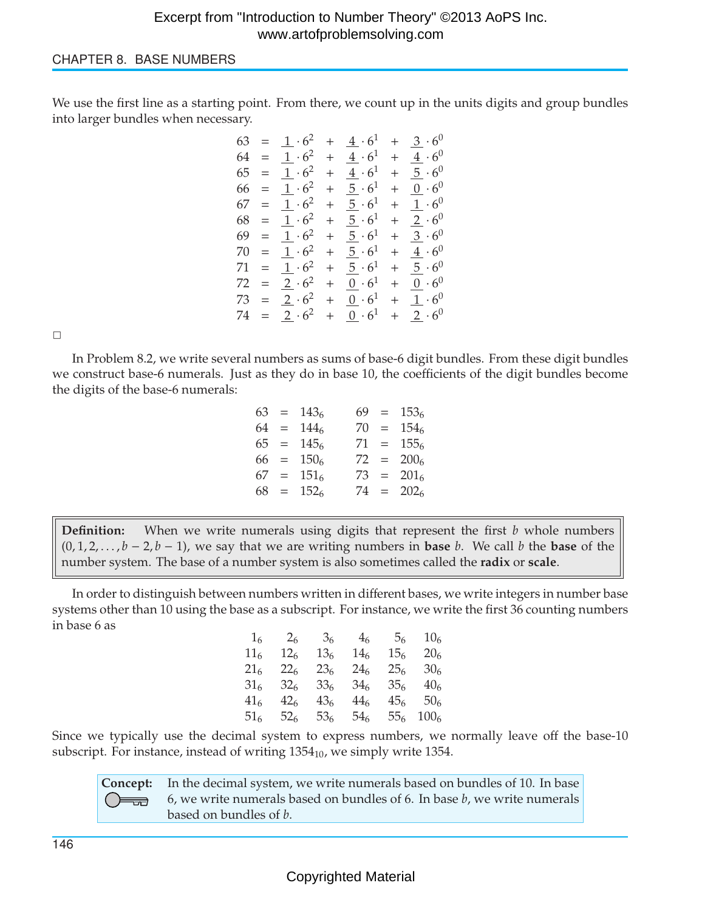We use the first line as a starting point. From there, we count up in the units digits and group bundles into larger bundles when necessary.

$$\begin{array}{rcl}
63 &=& \underline{1}\cdot 6^2 + \underline{4}\cdot 6^1 + \underline{3}\cdot 6^0\\
64 &=& \underline{1}\cdot 6^2 + \underline{4}\cdot 6^1 + \underline{4}\cdot 6^0\\
65 &=& \underline{1}\cdot 6^2 + \underline{4}\cdot 6^1 + \underline{5}\cdot 6^0\\
66 &=& \underline{1}\cdot 6^2 + \underline{5}\cdot 6^1 + \underline{0}\cdot 6^0\\
67 &=& \underline{1}\cdot 6^2 + \underline{5}\cdot 6^1 + \underline{1}\cdot 6^0\\
68 &=& \underline{1}\cdot 6^2 + \underline{5}\cdot 6^1 + \underline{2}\cdot 6^0\\
69 &=& \underline{1}\cdot 6^2 + \underline{5}\cdot 6^1 + \underline{3}\cdot 6^0\\
70 &=& \underline{1}\cdot 6^2 + \underline{5}\cdot 6^1 + \underline{4}\cdot 6^0\\
71 &=& \underline{1}\cdot 6^2 + \underline{5}\cdot 6^1 + \underline{5}\cdot 6^0\\
72 &=& \underline{2}\cdot 6^2 + \underline{0}\cdot 6^1 + \underline{0}\cdot 6^0\\
73 &=& \underline{2}\cdot 6^2 + \underline{0}\cdot 6^1 + \underline{1}\cdot 6^0\\
74 &=& \underline{2}\cdot 6^2 + \underline{0}\cdot 6^1 + \underline{2}\cdot 6^0
\end{array}$$

□

In Problem 8.2, we write several numbers as sums of base-6 digit bundles. From these digit bundles we construct base-6 numerals. Just as they do in base 10, the coefficients of the digit bundles become the digits of the base-6 numerals:

$$\begin{array}{rclcrcl}
63 &=& 143_6 & \quad & 69 &=& 153_6\\
64 &=& 144_6 & & 70 &=& 154_6\\
65 &=& 145_6 & & 71 &=& 155_6\\
66 &=& 150_6 & & 72 &=& 200_6\\
67 &=& 151_6 & & 73 &=& 201_6\\
68 &=& 152_6 & & 74 &=& 202_6
\end{array}$$

> **Definition:** When we write numerals using digits that represent the first $b$ whole numbers $(0, 1, 2, \ldots, b-2, b-1)$, we say that we are writing numbers in **base** $b$. We call $b$ the **base** of the number system. The base of a number system is also sometimes called the **radix** or **scale**.

In order to distinguish between numbers written in different bases, we write integers in number base systems other than 10 using the base as a subscript. For instance, we write the first 36 counting numbers in base 6 as

$$\begin{array}{cccccc}
1_6 & 2_6 & 3_6 & 4_6 & 5_6 & 10_6\\
11_6 & 12_6 & 13_6 & 14_6 & 15_6 & 20_6\\
21_6 & 22_6 & 23_6 & 24_6 & 25_6 & 30_6\\
31_6 & 32_6 & 33_6 & 34_6 & 35_6 & 40_6\\
41_6 & 42_6 & 43_6 & 44_6 & 45_6 & 50_6\\
51_6 & 52_6 & 53_6 & 54_6 & 55_6 & 100_6
\end{array}$$

Since we typically use the decimal system to express numbers, we normally leave off the base-10 subscript. For instance, instead of writing $1354_{10}$, we simply write 1354.

> **Concept:** In the decimal system, we write numerals based on bundles of 10. In base 6, we write numerals based on bundles of 6. In base $b$, we write numerals based on bundles of $b$.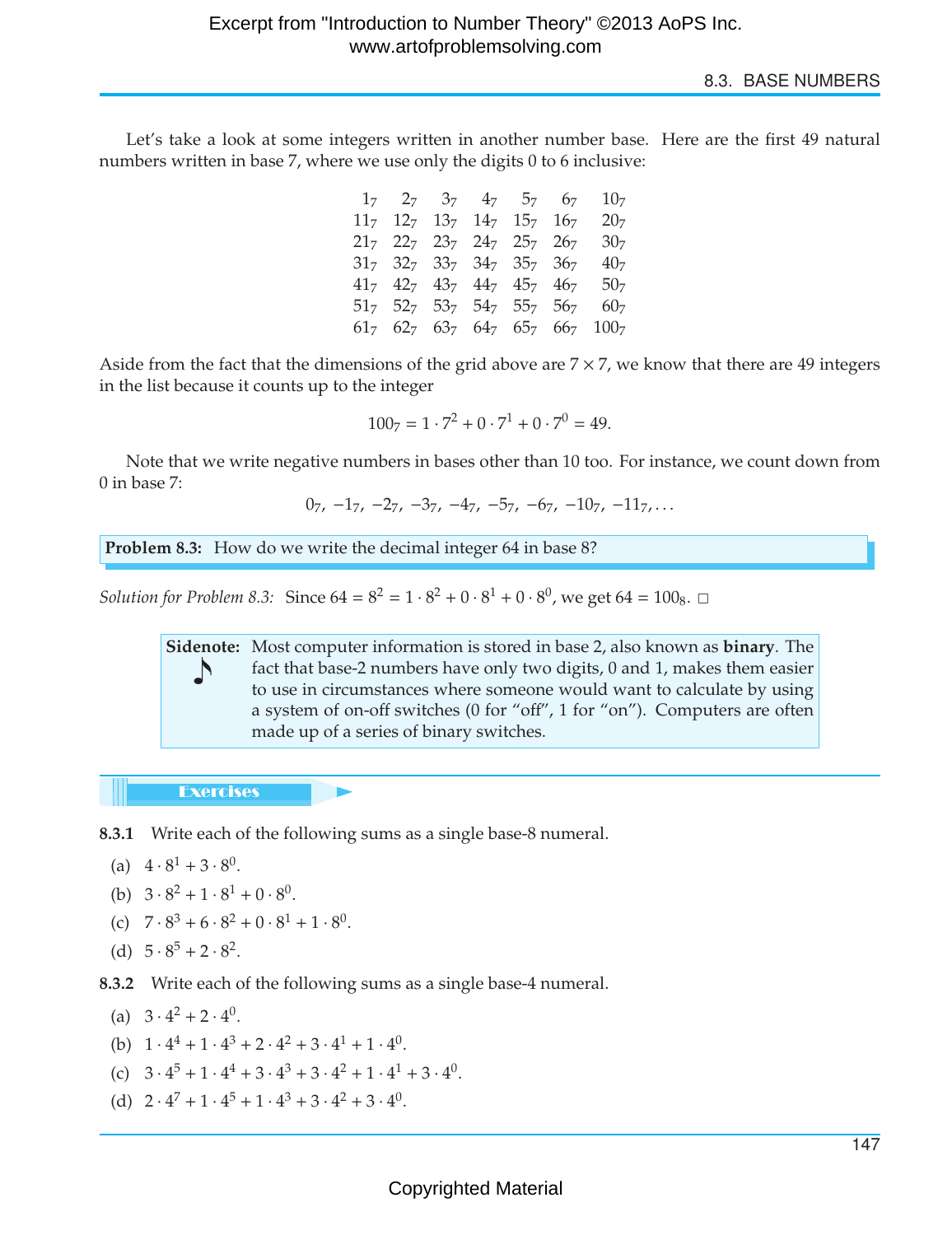Let's take a look at some integers written in another number base. Here are the first 49 natural numbers written in base 7, where we use only the digits 0 to 6 inclusive:

$$
\begin{array}{ccccccc}
1_7 & 2_7 & 3_7 & 4_7 & 5_7 & 6_7 & 10_7 \\
11_7 & 12_7 & 13_7 & 14_7 & 15_7 & 16_7 & 20_7 \\
21_7 & 22_7 & 23_7 & 24_7 & 25_7 & 26_7 & 30_7 \\
31_7 & 32_7 & 33_7 & 34_7 & 35_7 & 36_7 & 40_7 \\
41_7 & 42_7 & 43_7 & 44_7 & 45_7 & 46_7 & 50_7 \\
51_7 & 52_7 & 53_7 & 54_7 & 55_7 & 56_7 & 60_7 \\
61_7 & 62_7 & 63_7 & 64_7 & 65_7 & 66_7 & 100_7
\end{array}
$$

Aside from the fact that the dimensions of the grid above are $7 \times 7$, we know that there are 49 integers in the list because it counts up to the integer

$$100_7 = 1 \cdot 7^2 + 0 \cdot 7^1 + 0 \cdot 7^0 = 49.$$

Note that we write negative numbers in bases other than 10 too. For instance, we count down from 0 in base 7:

$$0_7,\ -1_7,\ -2_7,\ -3_7,\ -4_7,\ -5_7,\ -6_7,\ -10_7,\ -11_7, \ldots$$

**Problem 8.3:** How do we write the decimal integer 64 in base 8?

*Solution for Problem 8.3:* Since $64 = 8^2 = 1 \cdot 8^2 + 0 \cdot 8^1 + 0 \cdot 8^0$, we get $64 = 100_8$. □

**Sidenote:** Most computer information is stored in base 2, also known as **binary**. The fact that base-2 numbers have only two digits, 0 and 1, makes them easier to use in circumstances where someone would want to calculate by using a system of on-off switches (0 for "off", 1 for "on"). Computers are often made up of a series of binary switches.

## Exercises

**8.3.1** Write each of the following sums as a single base-8 numeral.

(a) $4 \cdot 8^1 + 3 \cdot 8^0$.

(b) $3 \cdot 8^2 + 1 \cdot 8^1 + 0 \cdot 8^0$.

(c) $7 \cdot 8^3 + 6 \cdot 8^2 + 0 \cdot 8^1 + 1 \cdot 8^0$.

(d) $5 \cdot 8^5 + 2 \cdot 8^2$.

**8.3.2** Write each of the following sums as a single base-4 numeral.

(a) $3 \cdot 4^2 + 2 \cdot 4^0$.

(b) $1 \cdot 4^4 + 1 \cdot 4^3 + 2 \cdot 4^2 + 3 \cdot 4^1 + 1 \cdot 4^0$.

(c) $3 \cdot 4^5 + 1 \cdot 4^4 + 3 \cdot 4^3 + 3 \cdot 4^2 + 1 \cdot 4^1 + 3 \cdot 4^0$.

(d) $2 \cdot 4^7 + 1 \cdot 4^5 + 1 \cdot 4^3 + 3 \cdot 4^2 + 3 \cdot 4^0$.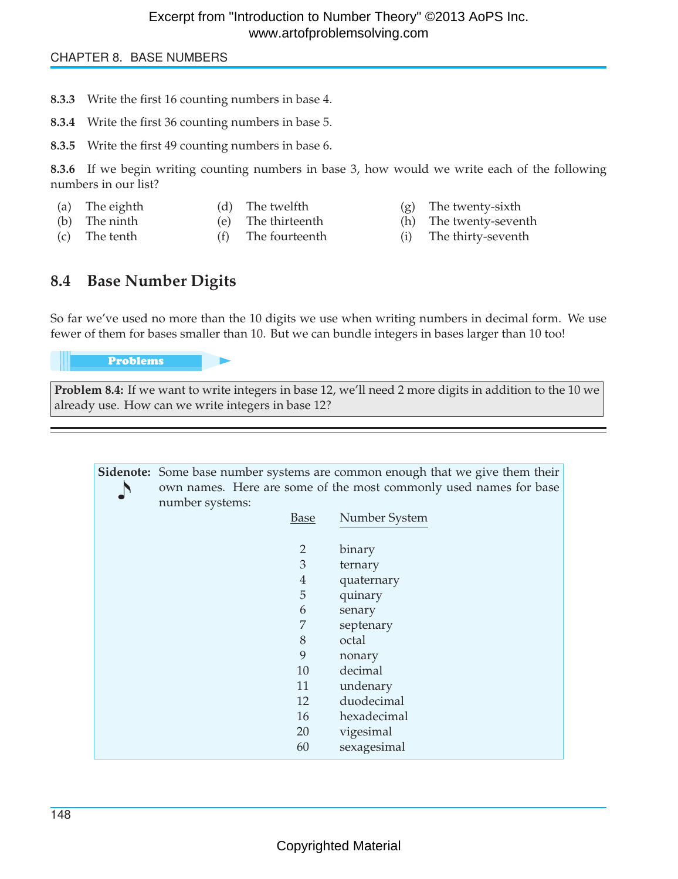**8.3.3** Write the first 16 counting numbers in base 4.

**8.3.4** Write the first 36 counting numbers in base 5.

**8.3.5** Write the first 49 counting numbers in base 6.

**8.3.6** If we begin writing counting numbers in base 3, how would we write each of the following numbers in our list?

(a) The eighth
(b) The ninth
(c) The tenth
(d) The twelfth
(e) The thirteenth
(f) The fourteenth
(g) The twenty-sixth
(h) The twenty-seventh
(i) The thirty-seventh

## 8.4 Base Number Digits

So far we've used no more than the 10 digits we use when writing numbers in decimal form. We use fewer of them for bases smaller than 10. But we can bundle integers in bases larger than 10 too!

**Problems**

**Problem 8.4:** If we want to write integers in base 12, we'll need 2 more digits in addition to the 10 we already use. How can we write integers in base 12?

---

**Sidenote:** Some base number systems are common enough that we give them their own names. Here are some of the most commonly used names for base number systems:

| Base | Number System |
|---|---|
| 2 | binary |
| 3 | ternary |
| 4 | quaternary |
| 5 | quinary |
| 6 | senary |
| 7 | septenary |
| 8 | octal |
| 9 | nonary |
| 10 | decimal |
| 11 | undenary |
| 12 | duodecimal |
| 16 | hexadecimal |
| 20 | vigesimal |
| 60 | sexagesimal |